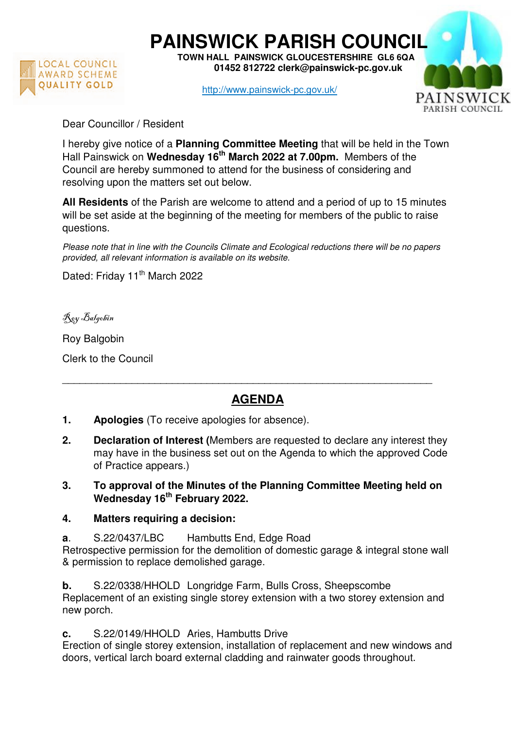# PAINSWICK PARISH COUNCIL

**TOWN HALL PAINSWICK GLOUCESTERSHIRE GL6 6QA**
**01452 812722 clerk@painswick-pc.gov.uk**

http://www.painswick-pc.gov.uk/

LOCAL COUNCIL AWARD SCHEME QUALITY GOLD

PAINSWICK PARISH COUNCIL

Dear Councillor / Resident

I hereby give notice of a **Planning Committee Meeting** that will be held in the Town Hall Painswick on **Wednesday 16th March 2022 at 7.00pm.** Members of the Council are hereby summoned to attend for the business of considering and resolving upon the matters set out below.

**All Residents** of the Parish are welcome to attend and a period of up to 15 minutes will be set aside at the beginning of the meeting for members of the public to raise questions.

*Please note that in line with the Councils Climate and Ecological reductions there will be no papers provided, all relevant information is available on its website.*

Dated: Friday 11th March 2022

*Roy Balgobin*

Roy Balgobin

Clerk to the Council

---

## AGENDA

1. **Apologies** (To receive apologies for absence).
2. **Declaration of Interest (**Members are requested to declare any interest they may have in the business set out on the Agenda to which the approved Code of Practice appears.)
3. **To approval of the Minutes of the Planning Committee Meeting held on Wednesday 16th February 2022.**
4. **Matters requiring a decision:**

**a**. S.22/0437/LBC Hambutts End, Edge Road
Retrospective permission for the demolition of domestic garage & integral stone wall & permission to replace demolished garage.

**b.** S.22/0338/HHOLD Longridge Farm, Bulls Cross, Sheepscombe
Replacement of an existing single storey extension with a two storey extension and new porch.

**c.** S.22/0149/HHOLD Aries, Hambutts Drive
Erection of single storey extension, installation of replacement and new windows and doors, vertical larch board external cladding and rainwater goods throughout.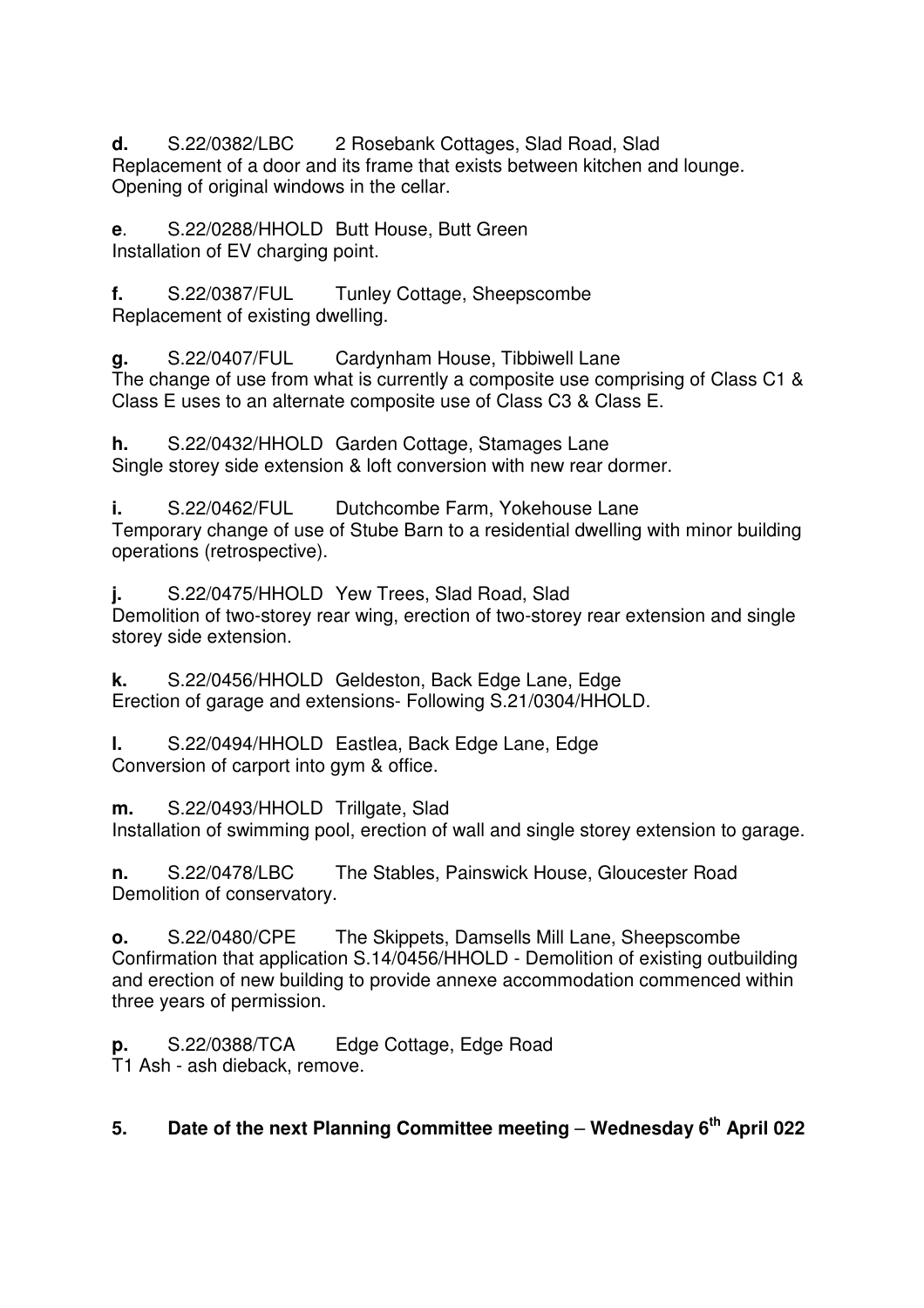**d.** S.22/0382/LBC 2 Rosebank Cottages, Slad Road, Slad
Replacement of a door and its frame that exists between kitchen and lounge. Opening of original windows in the cellar.

**e**. S.22/0288/HHOLD Butt House, Butt Green
Installation of EV charging point.

**f.** S.22/0387/FUL Tunley Cottage, Sheepscombe
Replacement of existing dwelling.

**g.** S.22/0407/FUL Cardynham House, Tibbiwell Lane
The change of use from what is currently a composite use comprising of Class C1 & Class E uses to an alternate composite use of Class C3 & Class E.

**h.** S.22/0432/HHOLD Garden Cottage, Stamages Lane
Single storey side extension & loft conversion with new rear dormer.

**i.** S.22/0462/FUL Dutchcombe Farm, Yokehouse Lane
Temporary change of use of Stube Barn to a residential dwelling with minor building operations (retrospective).

**j.** S.22/0475/HHOLD Yew Trees, Slad Road, Slad
Demolition of two-storey rear wing, erection of two-storey rear extension and single storey side extension.

**k.** S.22/0456/HHOLD Geldeston, Back Edge Lane, Edge
Erection of garage and extensions- Following S.21/0304/HHOLD.

**l.** S.22/0494/HHOLD Eastlea, Back Edge Lane, Edge
Conversion of carport into gym & office.

**m.** S.22/0493/HHOLD Trillgate, Slad
Installation of swimming pool, erection of wall and single storey extension to garage.

**n.** S.22/0478/LBC The Stables, Painswick House, Gloucester Road
Demolition of conservatory.

**o.** S.22/0480/CPE The Skippets, Damsells Mill Lane, Sheepscombe
Confirmation that application S.14/0456/HHOLD - Demolition of existing outbuilding and erection of new building to provide annexe accommodation commenced within three years of permission.

**p.** S.22/0388/TCA Edge Cottage, Edge Road
T1 Ash - ash dieback, remove.

**5. Date of the next Planning Committee meeting – Wednesday 6th April 022**